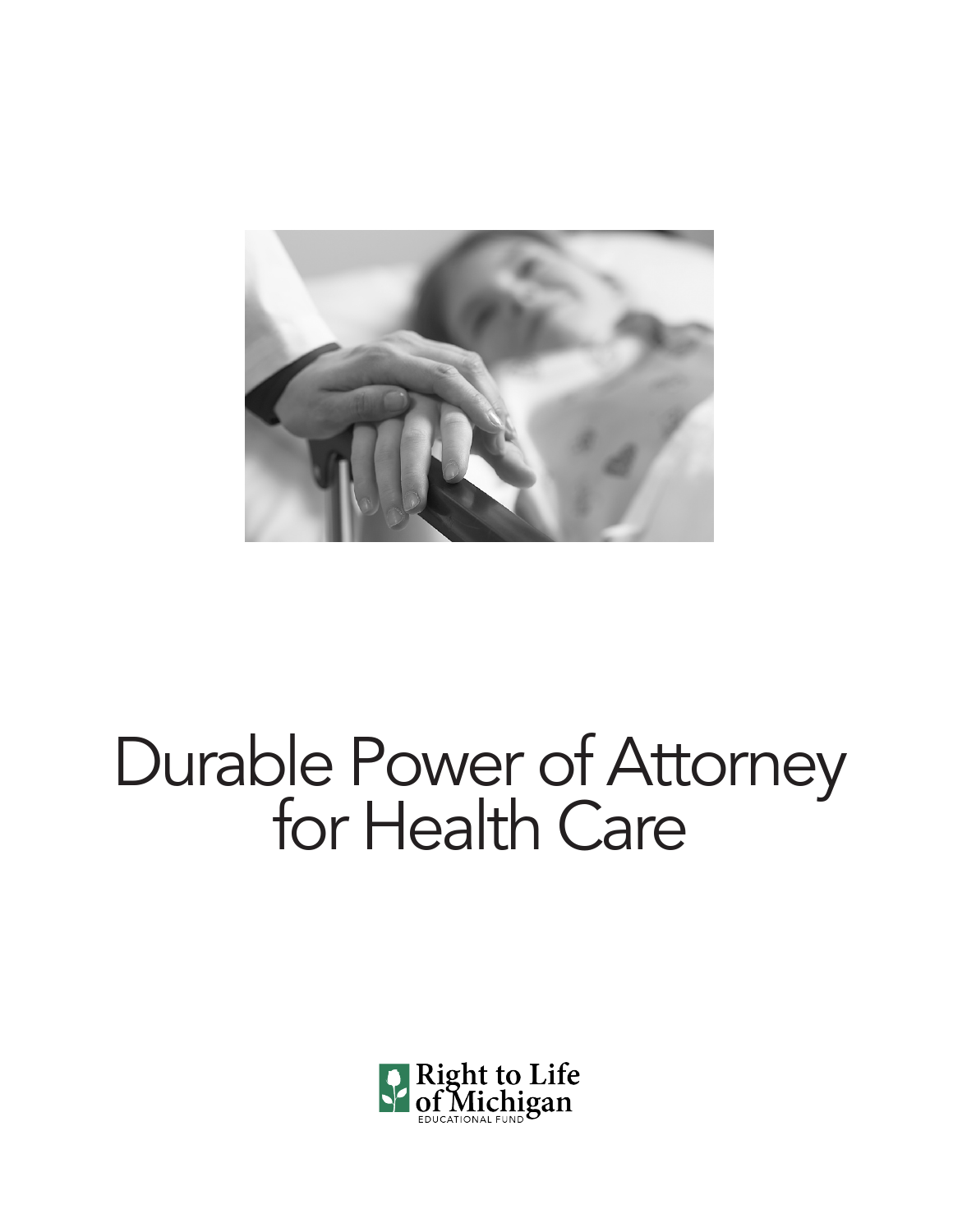# Durable Power of Attorney for Health Care

Right to Life of Michigan
EDUCATIONAL FUND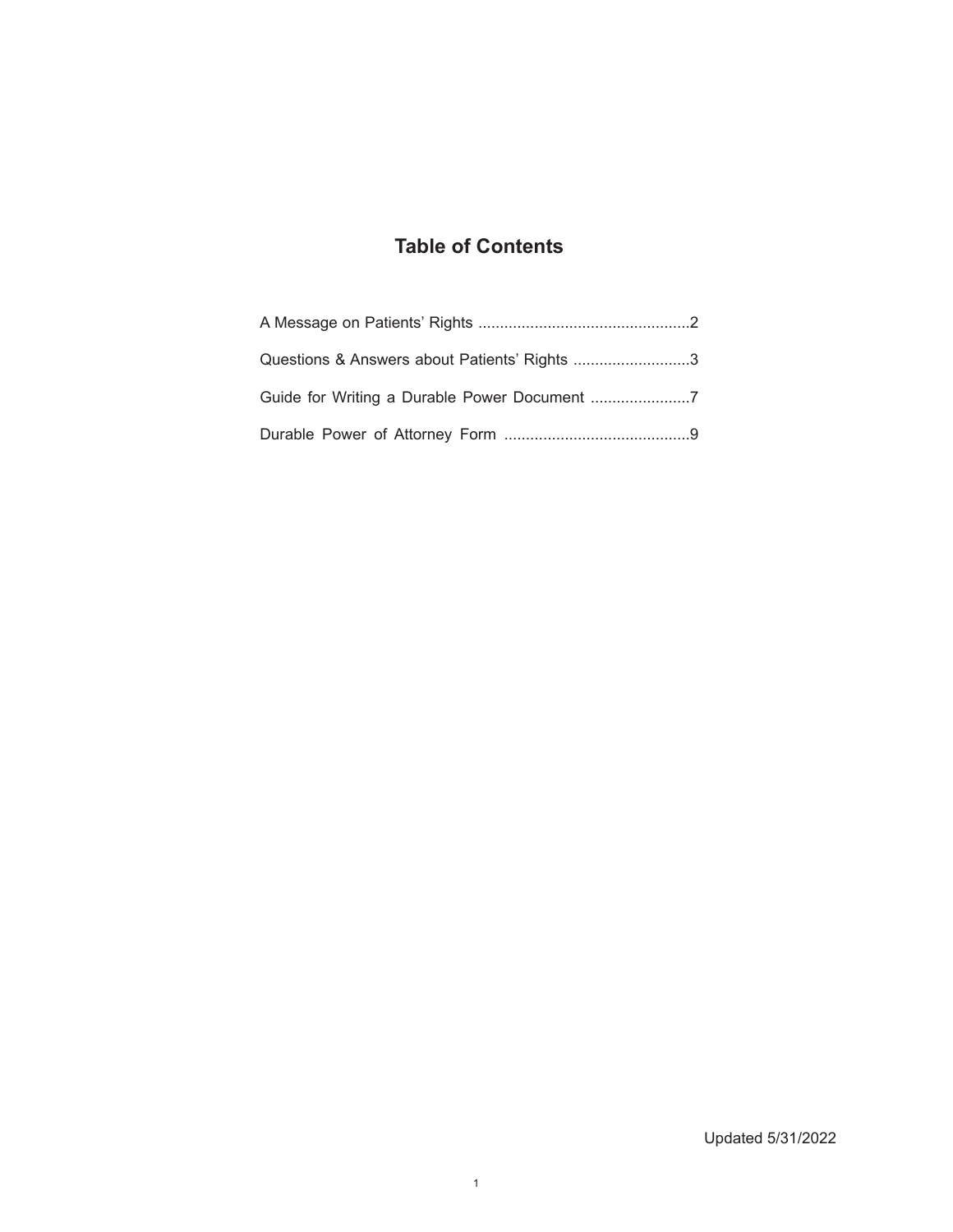## Table of Contents

A Message on Patients' Rights ....................................................2

Questions & Answers about Patients' Rights ...........................3

Guide for Writing a Durable Power Document .......................7

Durable Power of Attorney Form ...........................................9

Updated 5/31/2022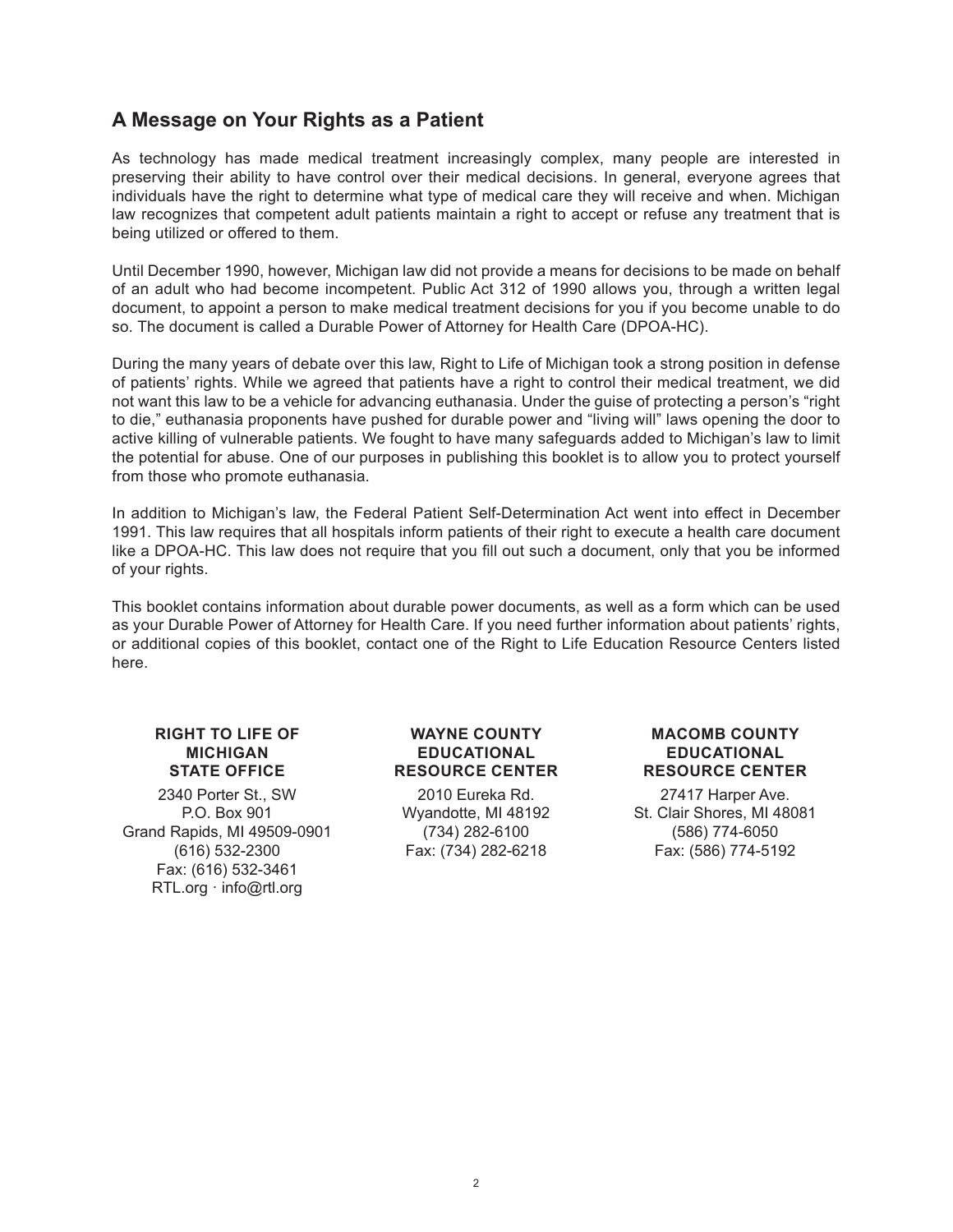## A Message on Your Rights as a Patient

As technology has made medical treatment increasingly complex, many people are interested in preserving their ability to have control over their medical decisions. In general, everyone agrees that individuals have the right to determine what type of medical care they will receive and when. Michigan law recognizes that competent adult patients maintain a right to accept or refuse any treatment that is being utilized or offered to them.

Until December 1990, however, Michigan law did not provide a means for decisions to be made on behalf of an adult who had become incompetent. Public Act 312 of 1990 allows you, through a written legal document, to appoint a person to make medical treatment decisions for you if you become unable to do so. The document is called a Durable Power of Attorney for Health Care (DPOA-HC).

During the many years of debate over this law, Right to Life of Michigan took a strong position in defense of patients' rights. While we agreed that patients have a right to control their medical treatment, we did not want this law to be a vehicle for advancing euthanasia. Under the guise of protecting a person's "right to die," euthanasia proponents have pushed for durable power and "living will" laws opening the door to active killing of vulnerable patients. We fought to have many safeguards added to Michigan's law to limit the potential for abuse. One of our purposes in publishing this booklet is to allow you to protect yourself from those who promote euthanasia.

In addition to Michigan's law, the Federal Patient Self-Determination Act went into effect in December 1991. This law requires that all hospitals inform patients of their right to execute a health care document like a DPOA-HC. This law does not require that you fill out such a document, only that you be informed of your rights.

This booklet contains information about durable power documents, as well as a form which can be used as your Durable Power of Attorney for Health Care. If you need further information about patients' rights, or additional copies of this booklet, contact one of the Right to Life Education Resource Centers listed here.

**RIGHT TO LIFE OF MICHIGAN STATE OFFICE**
2340 Porter St., SW
P.O. Box 901
Grand Rapids, MI 49509-0901
(616) 532-2300
Fax: (616) 532-3461
RTL.org · info@rtl.org

**WAYNE COUNTY EDUCATIONAL RESOURCE CENTER**
2010 Eureka Rd.
Wyandotte, MI 48192
(734) 282-6100
Fax: (734) 282-6218

**MACOMB COUNTY EDUCATIONAL RESOURCE CENTER**
27417 Harper Ave.
St. Clair Shores, MI 48081
(586) 774-6050
Fax: (586) 774-5192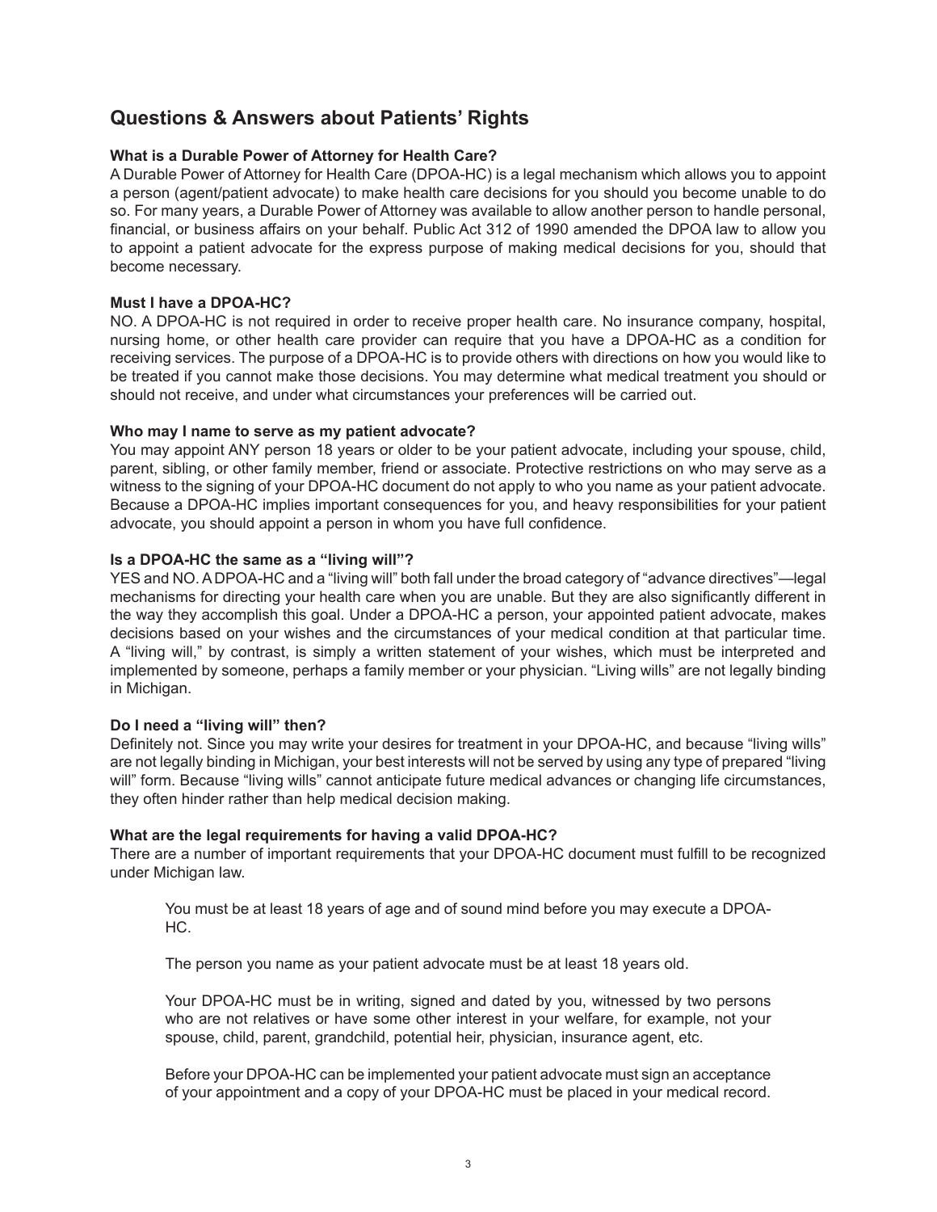## Questions & Answers about Patients' Rights

**What is a Durable Power of Attorney for Health Care?**

A Durable Power of Attorney for Health Care (DPOA-HC) is a legal mechanism which allows you to appoint a person (agent/patient advocate) to make health care decisions for you should you become unable to do so. For many years, a Durable Power of Attorney was available to allow another person to handle personal, financial, or business affairs on your behalf. Public Act 312 of 1990 amended the DPOA law to allow you to appoint a patient advocate for the express purpose of making medical decisions for you, should that become necessary.

**Must I have a DPOA-HC?**

NO. A DPOA-HC is not required in order to receive proper health care. No insurance company, hospital, nursing home, or other health care provider can require that you have a DPOA-HC as a condition for receiving services. The purpose of a DPOA-HC is to provide others with directions on how you would like to be treated if you cannot make those decisions. You may determine what medical treatment you should or should not receive, and under what circumstances your preferences will be carried out.

**Who may I name to serve as my patient advocate?**

You may appoint ANY person 18 years or older to be your patient advocate, including your spouse, child, parent, sibling, or other family member, friend or associate. Protective restrictions on who may serve as a witness to the signing of your DPOA-HC document do not apply to who you name as your patient advocate. Because a DPOA-HC implies important consequences for you, and heavy responsibilities for your patient advocate, you should appoint a person in whom you have full confidence.

**Is a DPOA-HC the same as a "living will"?**

YES and NO. A DPOA-HC and a "living will" both fall under the broad category of "advance directives"—legal mechanisms for directing your health care when you are unable. But they are also significantly different in the way they accomplish this goal. Under a DPOA-HC a person, your appointed patient advocate, makes decisions based on your wishes and the circumstances of your medical condition at that particular time. A "living will," by contrast, is simply a written statement of your wishes, which must be interpreted and implemented by someone, perhaps a family member or your physician. "Living wills" are not legally binding in Michigan.

**Do I need a "living will" then?**

Definitely not. Since you may write your desires for treatment in your DPOA-HC, and because "living wills" are not legally binding in Michigan, your best interests will not be served by using any type of prepared "living will" form. Because "living wills" cannot anticipate future medical advances or changing life circumstances, they often hinder rather than help medical decision making.

**What are the legal requirements for having a valid DPOA-HC?**

There are a number of important requirements that your DPOA-HC document must fulfill to be recognized under Michigan law.

> You must be at least 18 years of age and of sound mind before you may execute a DPOA-HC.
>
> The person you name as your patient advocate must be at least 18 years old.
>
> Your DPOA-HC must be in writing, signed and dated by you, witnessed by two persons who are not relatives or have some other interest in your welfare, for example, not your spouse, child, parent, grandchild, potential heir, physician, insurance agent, etc.
>
> Before your DPOA-HC can be implemented your patient advocate must sign an acceptance of your appointment and a copy of your DPOA-HC must be placed in your medical record.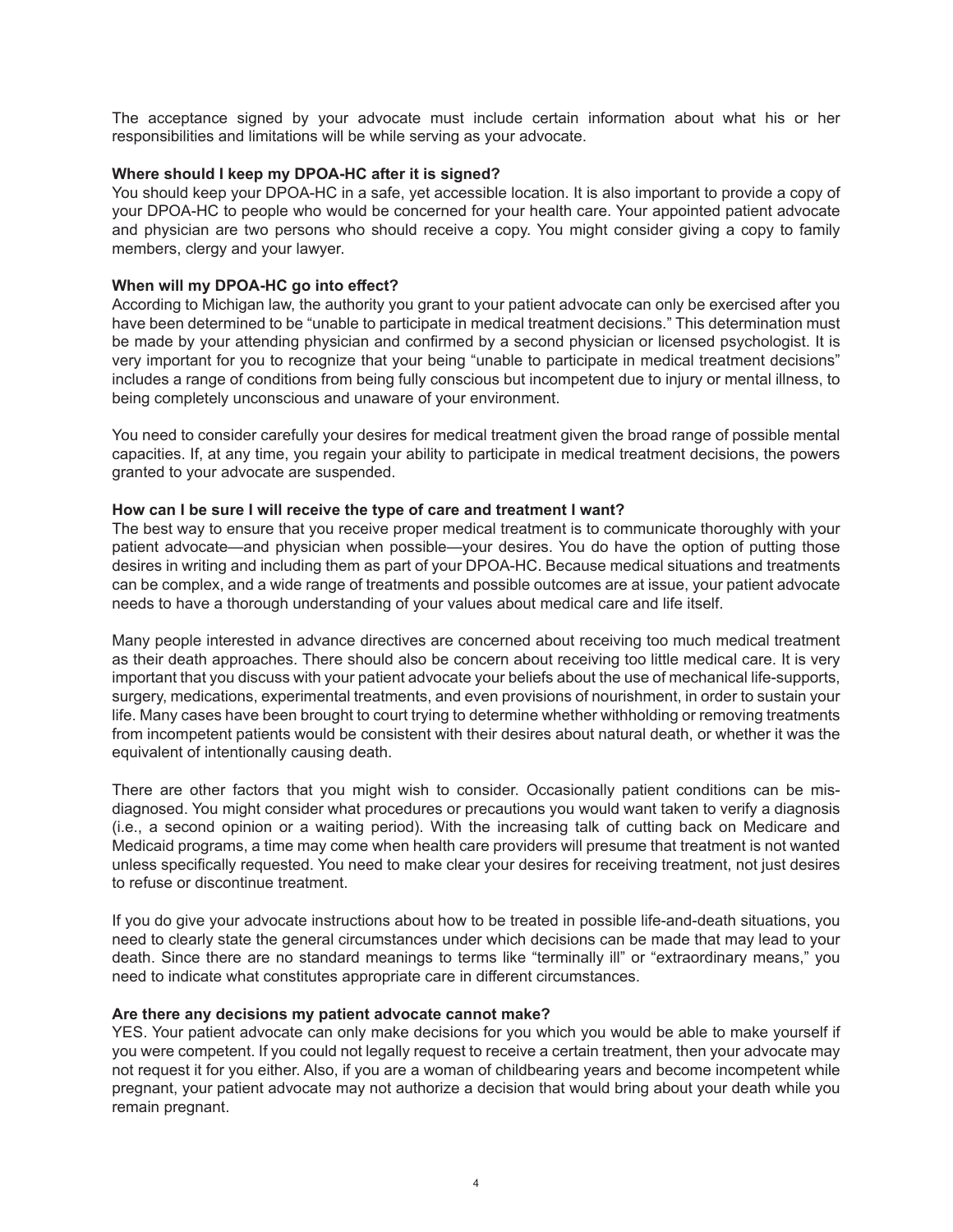The acceptance signed by your advocate must include certain information about what his or her responsibilities and limitations will be while serving as your advocate.

**Where should I keep my DPOA-HC after it is signed?**

You should keep your DPOA-HC in a safe, yet accessible location. It is also important to provide a copy of your DPOA-HC to people who would be concerned for your health care. Your appointed patient advocate and physician are two persons who should receive a copy. You might consider giving a copy to family members, clergy and your lawyer.

**When will my DPOA-HC go into effect?**

According to Michigan law, the authority you grant to your patient advocate can only be exercised after you have been determined to be "unable to participate in medical treatment decisions." This determination must be made by your attending physician and confirmed by a second physician or licensed psychologist. It is very important for you to recognize that your being "unable to participate in medical treatment decisions" includes a range of conditions from being fully conscious but incompetent due to injury or mental illness, to being completely unconscious and unaware of your environment.

You need to consider carefully your desires for medical treatment given the broad range of possible mental capacities. If, at any time, you regain your ability to participate in medical treatment decisions, the powers granted to your advocate are suspended.

**How can I be sure I will receive the type of care and treatment I want?**

The best way to ensure that you receive proper medical treatment is to communicate thoroughly with your patient advocate—and physician when possible—your desires. You do have the option of putting those desires in writing and including them as part of your DPOA-HC. Because medical situations and treatments can be complex, and a wide range of treatments and possible outcomes are at issue, your patient advocate needs to have a thorough understanding of your values about medical care and life itself.

Many people interested in advance directives are concerned about receiving too much medical treatment as their death approaches. There should also be concern about receiving too little medical care. It is very important that you discuss with your patient advocate your beliefs about the use of mechanical life-supports, surgery, medications, experimental treatments, and even provisions of nourishment, in order to sustain your life. Many cases have been brought to court trying to determine whether withholding or removing treatments from incompetent patients would be consistent with their desires about natural death, or whether it was the equivalent of intentionally causing death.

There are other factors that you might wish to consider. Occasionally patient conditions can be mis-diagnosed. You might consider what procedures or precautions you would want taken to verify a diagnosis (i.e., a second opinion or a waiting period). With the increasing talk of cutting back on Medicare and Medicaid programs, a time may come when health care providers will presume that treatment is not wanted unless specifically requested. You need to make clear your desires for receiving treatment, not just desires to refuse or discontinue treatment.

If you do give your advocate instructions about how to be treated in possible life-and-death situations, you need to clearly state the general circumstances under which decisions can be made that may lead to your death. Since there are no standard meanings to terms like "terminally ill" or "extraordinary means," you need to indicate what constitutes appropriate care in different circumstances.

**Are there any decisions my patient advocate cannot make?**

YES. Your patient advocate can only make decisions for you which you would be able to make yourself if you were competent. If you could not legally request to receive a certain treatment, then your advocate may not request it for you either. Also, if you are a woman of childbearing years and become incompetent while pregnant, your patient advocate may not authorize a decision that would bring about your death while you remain pregnant.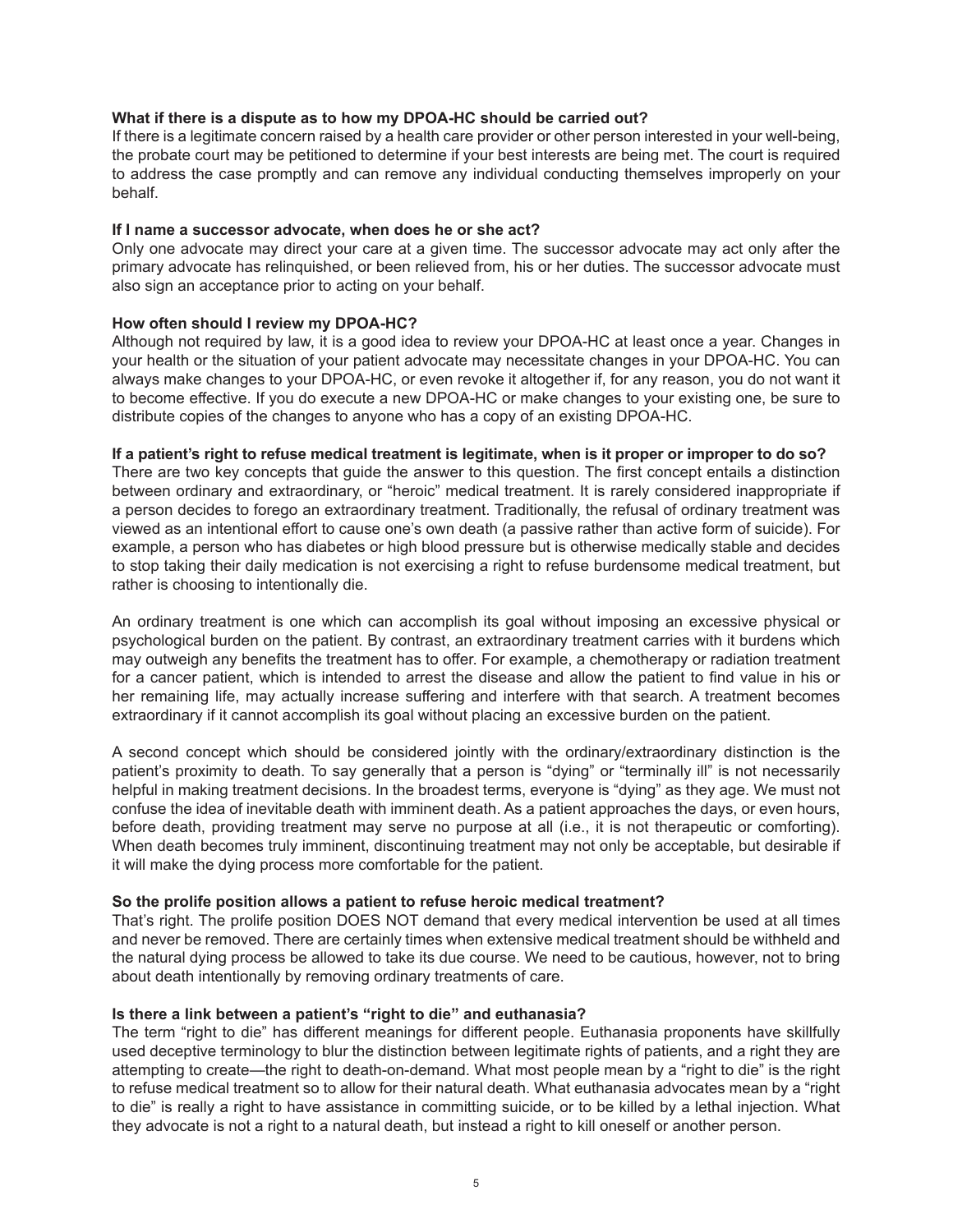**What if there is a dispute as to how my DPOA-HC should be carried out?**

If there is a legitimate concern raised by a health care provider or other person interested in your well-being, the probate court may be petitioned to determine if your best interests are being met. The court is required to address the case promptly and can remove any individual conducting themselves improperly on your behalf.

**If I name a successor advocate, when does he or she act?**

Only one advocate may direct your care at a given time. The successor advocate may act only after the primary advocate has relinquished, or been relieved from, his or her duties. The successor advocate must also sign an acceptance prior to acting on your behalf.

**How often should I review my DPOA-HC?**

Although not required by law, it is a good idea to review your DPOA-HC at least once a year. Changes in your health or the situation of your patient advocate may necessitate changes in your DPOA-HC. You can always make changes to your DPOA-HC, or even revoke it altogether if, for any reason, you do not want it to become effective. If you do execute a new DPOA-HC or make changes to your existing one, be sure to distribute copies of the changes to anyone who has a copy of an existing DPOA-HC.

**If a patient's right to refuse medical treatment is legitimate, when is it proper or improper to do so?**

There are two key concepts that guide the answer to this question. The first concept entails a distinction between ordinary and extraordinary, or "heroic" medical treatment. It is rarely considered inappropriate if a person decides to forego an extraordinary treatment. Traditionally, the refusal of ordinary treatment was viewed as an intentional effort to cause one's own death (a passive rather than active form of suicide). For example, a person who has diabetes or high blood pressure but is otherwise medically stable and decides to stop taking their daily medication is not exercising a right to refuse burdensome medical treatment, but rather is choosing to intentionally die.

An ordinary treatment is one which can accomplish its goal without imposing an excessive physical or psychological burden on the patient. By contrast, an extraordinary treatment carries with it burdens which may outweigh any benefits the treatment has to offer. For example, a chemotherapy or radiation treatment for a cancer patient, which is intended to arrest the disease and allow the patient to find value in his or her remaining life, may actually increase suffering and interfere with that search. A treatment becomes extraordinary if it cannot accomplish its goal without placing an excessive burden on the patient.

A second concept which should be considered jointly with the ordinary/extraordinary distinction is the patient's proximity to death. To say generally that a person is "dying" or "terminally ill" is not necessarily helpful in making treatment decisions. In the broadest terms, everyone is "dying" as they age. We must not confuse the idea of inevitable death with imminent death. As a patient approaches the days, or even hours, before death, providing treatment may serve no purpose at all (i.e., it is not therapeutic or comforting). When death becomes truly imminent, discontinuing treatment may not only be acceptable, but desirable if it will make the dying process more comfortable for the patient.

**So the prolife position allows a patient to refuse heroic medical treatment?**

That's right. The prolife position DOES NOT demand that every medical intervention be used at all times and never be removed. There are certainly times when extensive medical treatment should be withheld and the natural dying process be allowed to take its due course. We need to be cautious, however, not to bring about death intentionally by removing ordinary treatments of care.

**Is there a link between a patient's "right to die" and euthanasia?**

The term "right to die" has different meanings for different people. Euthanasia proponents have skillfully used deceptive terminology to blur the distinction between legitimate rights of patients, and a right they are attempting to create—the right to death-on-demand. What most people mean by a "right to die" is the right to refuse medical treatment so to allow for their natural death. What euthanasia advocates mean by a "right to die" is really a right to have assistance in committing suicide, or to be killed by a lethal injection. What they advocate is not a right to a natural death, but instead a right to kill oneself or another person.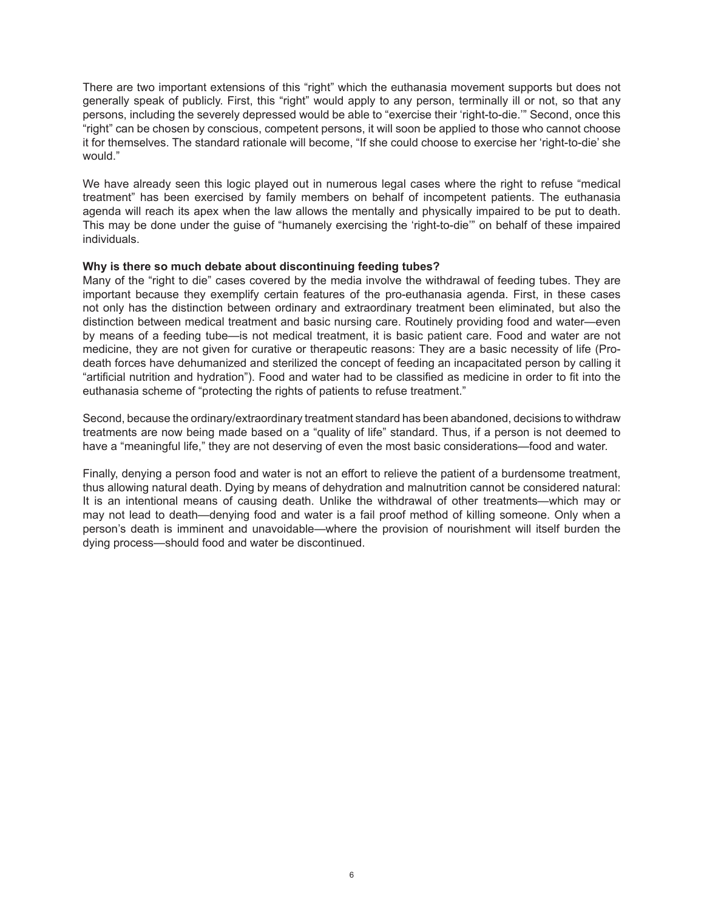There are two important extensions of this "right" which the euthanasia movement supports but does not generally speak of publicly. First, this "right" would apply to any person, terminally ill or not, so that any persons, including the severely depressed would be able to "exercise their 'right-to-die.'" Second, once this "right" can be chosen by conscious, competent persons, it will soon be applied to those who cannot choose it for themselves. The standard rationale will become, "If she could choose to exercise her 'right-to-die' she would."

We have already seen this logic played out in numerous legal cases where the right to refuse "medical treatment" has been exercised by family members on behalf of incompetent patients. The euthanasia agenda will reach its apex when the law allows the mentally and physically impaired to be put to death. This may be done under the guise of "humanely exercising the 'right-to-die'" on behalf of these impaired individuals.

**Why is there so much debate about discontinuing feeding tubes?**

Many of the "right to die" cases covered by the media involve the withdrawal of feeding tubes. They are important because they exemplify certain features of the pro-euthanasia agenda. First, in these cases not only has the distinction between ordinary and extraordinary treatment been eliminated, but also the distinction between medical treatment and basic nursing care. Routinely providing food and water—even by means of a feeding tube—is not medical treatment, it is basic patient care. Food and water are not medicine, they are not given for curative or therapeutic reasons: They are a basic necessity of life (Pro-death forces have dehumanized and sterilized the concept of feeding an incapacitated person by calling it "artificial nutrition and hydration"). Food and water had to be classified as medicine in order to fit into the euthanasia scheme of "protecting the rights of patients to refuse treatment."

Second, because the ordinary/extraordinary treatment standard has been abandoned, decisions to withdraw treatments are now being made based on a "quality of life" standard. Thus, if a person is not deemed to have a "meaningful life," they are not deserving of even the most basic considerations—food and water.

Finally, denying a person food and water is not an effort to relieve the patient of a burdensome treatment, thus allowing natural death. Dying by means of dehydration and malnutrition cannot be considered natural: It is an intentional means of causing death. Unlike the withdrawal of other treatments—which may or may not lead to death—denying food and water is a fail proof method of killing someone. Only when a person's death is imminent and unavoidable—where the provision of nourishment will itself burden the dying process—should food and water be discontinued.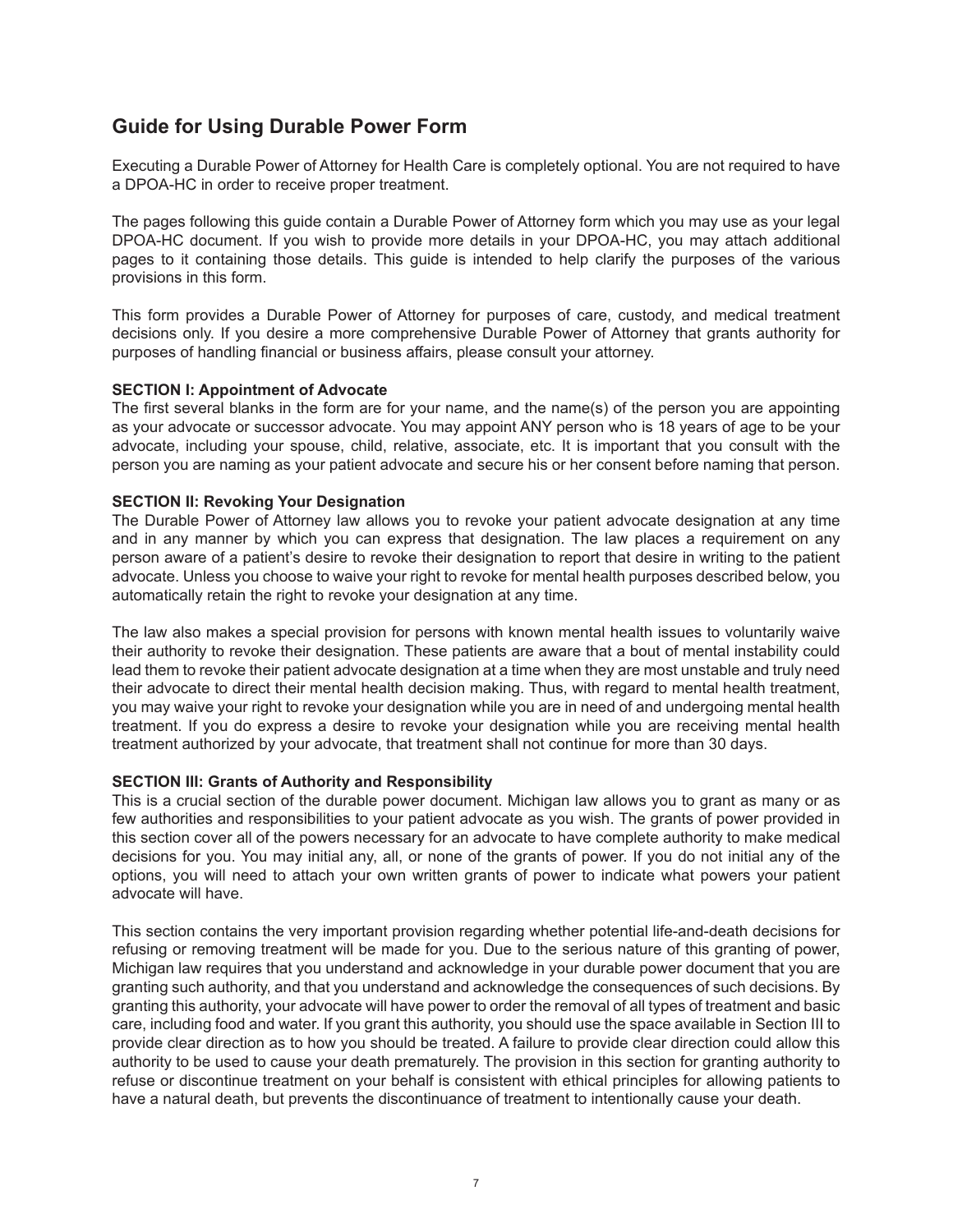## Guide for Using Durable Power Form

Executing a Durable Power of Attorney for Health Care is completely optional. You are not required to have a DPOA-HC in order to receive proper treatment.

The pages following this guide contain a Durable Power of Attorney form which you may use as your legal DPOA-HC document. If you wish to provide more details in your DPOA-HC, you may attach additional pages to it containing those details. This guide is intended to help clarify the purposes of the various provisions in this form.

This form provides a Durable Power of Attorney for purposes of care, custody, and medical treatment decisions only. If you desire a more comprehensive Durable Power of Attorney that grants authority for purposes of handling financial or business affairs, please consult your attorney.

**SECTION I: Appointment of Advocate**
The first several blanks in the form are for your name, and the name(s) of the person you are appointing as your advocate or successor advocate. You may appoint ANY person who is 18 years of age to be your advocate, including your spouse, child, relative, associate, etc. It is important that you consult with the person you are naming as your patient advocate and secure his or her consent before naming that person.

**SECTION II: Revoking Your Designation**
The Durable Power of Attorney law allows you to revoke your patient advocate designation at any time and in any manner by which you can express that designation. The law places a requirement on any person aware of a patient's desire to revoke their designation to report that desire in writing to the patient advocate. Unless you choose to waive your right to revoke for mental health purposes described below, you automatically retain the right to revoke your designation at any time.

The law also makes a special provision for persons with known mental health issues to voluntarily waive their authority to revoke their designation. These patients are aware that a bout of mental instability could lead them to revoke their patient advocate designation at a time when they are most unstable and truly need their advocate to direct their mental health decision making. Thus, with regard to mental health treatment, you may waive your right to revoke your designation while you are in need of and undergoing mental health treatment. If you do express a desire to revoke your designation while you are receiving mental health treatment authorized by your advocate, that treatment shall not continue for more than 30 days.

**SECTION III: Grants of Authority and Responsibility**
This is a crucial section of the durable power document. Michigan law allows you to grant as many or as few authorities and responsibilities to your patient advocate as you wish. The grants of power provided in this section cover all of the powers necessary for an advocate to have complete authority to make medical decisions for you. You may initial any, all, or none of the grants of power. If you do not initial any of the options, you will need to attach your own written grants of power to indicate what powers your patient advocate will have.

This section contains the very important provision regarding whether potential life-and-death decisions for refusing or removing treatment will be made for you. Due to the serious nature of this granting of power, Michigan law requires that you understand and acknowledge in your durable power document that you are granting such authority, and that you understand and acknowledge the consequences of such decisions. By granting this authority, your advocate will have power to order the removal of all types of treatment and basic care, including food and water. If you grant this authority, you should use the space available in Section III to provide clear direction as to how you should be treated. A failure to provide clear direction could allow this authority to be used to cause your death prematurely. The provision in this section for granting authority to refuse or discontinue treatment on your behalf is consistent with ethical principles for allowing patients to have a natural death, but prevents the discontinuance of treatment to intentionally cause your death.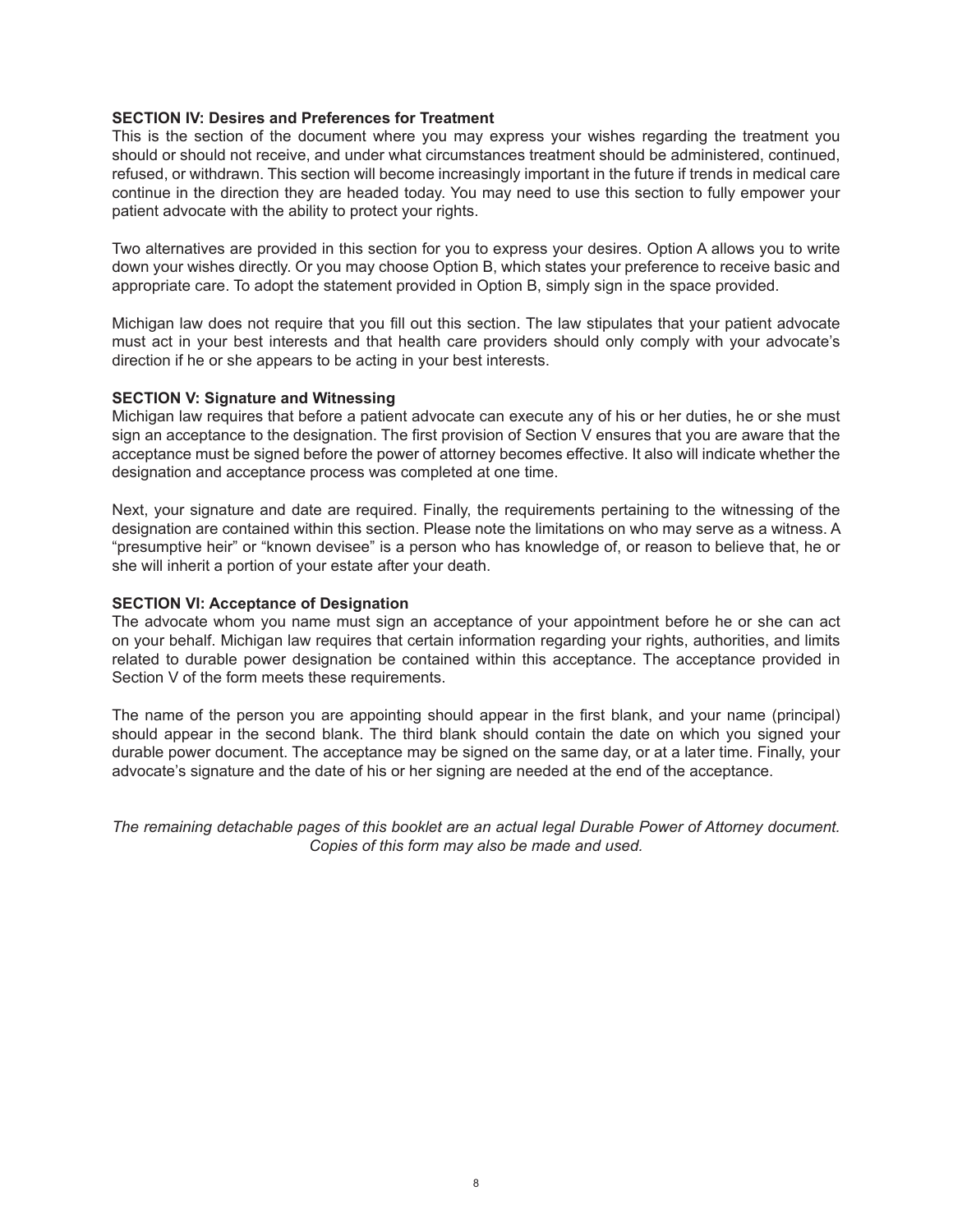**SECTION IV: Desires and Preferences for Treatment**

This is the section of the document where you may express your wishes regarding the treatment you should or should not receive, and under what circumstances treatment should be administered, continued, refused, or withdrawn. This section will become increasingly important in the future if trends in medical care continue in the direction they are headed today. You may need to use this section to fully empower your patient advocate with the ability to protect your rights.

Two alternatives are provided in this section for you to express your desires. Option A allows you to write down your wishes directly. Or you may choose Option B, which states your preference to receive basic and appropriate care. To adopt the statement provided in Option B, simply sign in the space provided.

Michigan law does not require that you fill out this section. The law stipulates that your patient advocate must act in your best interests and that health care providers should only comply with your advocate's direction if he or she appears to be acting in your best interests.

**SECTION V: Signature and Witnessing**

Michigan law requires that before a patient advocate can execute any of his or her duties, he or she must sign an acceptance to the designation. The first provision of Section V ensures that you are aware that the acceptance must be signed before the power of attorney becomes effective. It also will indicate whether the designation and acceptance process was completed at one time.

Next, your signature and date are required. Finally, the requirements pertaining to the witnessing of the designation are contained within this section. Please note the limitations on who may serve as a witness. A "presumptive heir" or "known devisee" is a person who has knowledge of, or reason to believe that, he or she will inherit a portion of your estate after your death.

**SECTION VI: Acceptance of Designation**

The advocate whom you name must sign an acceptance of your appointment before he or she can act on your behalf. Michigan law requires that certain information regarding your rights, authorities, and limits related to durable power designation be contained within this acceptance. The acceptance provided in Section V of the form meets these requirements.

The name of the person you are appointing should appear in the first blank, and your name (principal) should appear in the second blank. The third blank should contain the date on which you signed your durable power document. The acceptance may be signed on the same day, or at a later time. Finally, your advocate's signature and the date of his or her signing are needed at the end of the acceptance.

*The remaining detachable pages of this booklet are an actual legal Durable Power of Attorney document. Copies of this form may also be made and used.*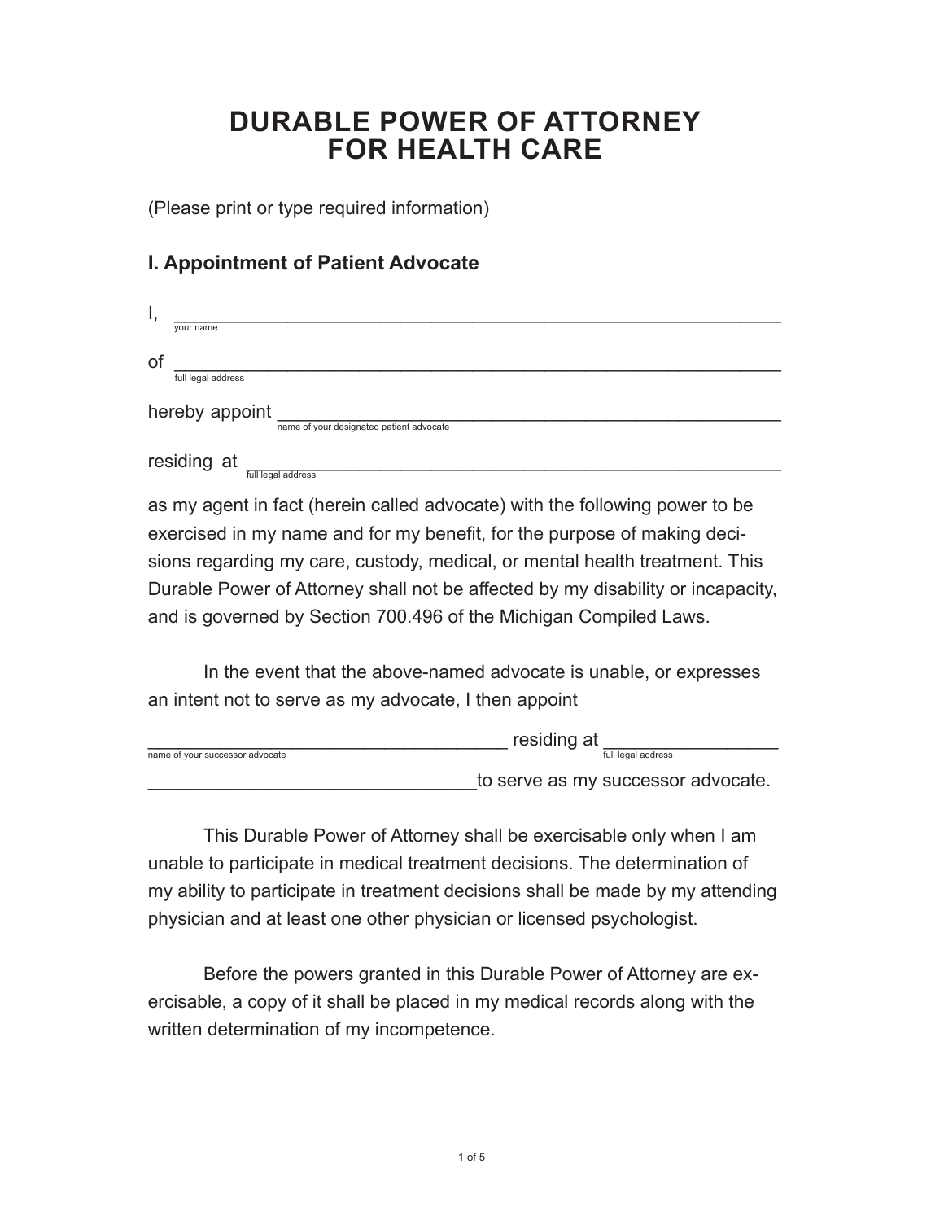# DURABLE POWER OF ATTORNEY
# FOR HEALTH CARE

(Please print or type required information)

## I. Appointment of Patient Advocate

I, ____________________________________________________________
your name

of ____________________________________________________________
full legal address

hereby appoint ____________________________________________________
name of your designated patient advocate

residing at ______________________________________________________
full legal address

as my agent in fact (herein called advocate) with the following power to be exercised in my name and for my benefit, for the purpose of making decisions regarding my care, custody, medical, or mental health treatment. This Durable Power of Attorney shall not be affected by my disability or incapacity, and is governed by Section 700.496 of the Michigan Compiled Laws.

In the event that the above-named advocate is unable, or expresses an intent not to serve as my advocate, I then appoint

_______________________________________ residing at _________________
name of your successor advocate full legal address

________________________________ to serve as my successor advocate.

This Durable Power of Attorney shall be exercisable only when I am unable to participate in medical treatment decisions. The determination of my ability to participate in treatment decisions shall be made by my attending physician and at least one other physician or licensed psychologist.

Before the powers granted in this Durable Power of Attorney are exercisable, a copy of it shall be placed in my medical records along with the written determination of my incompetence.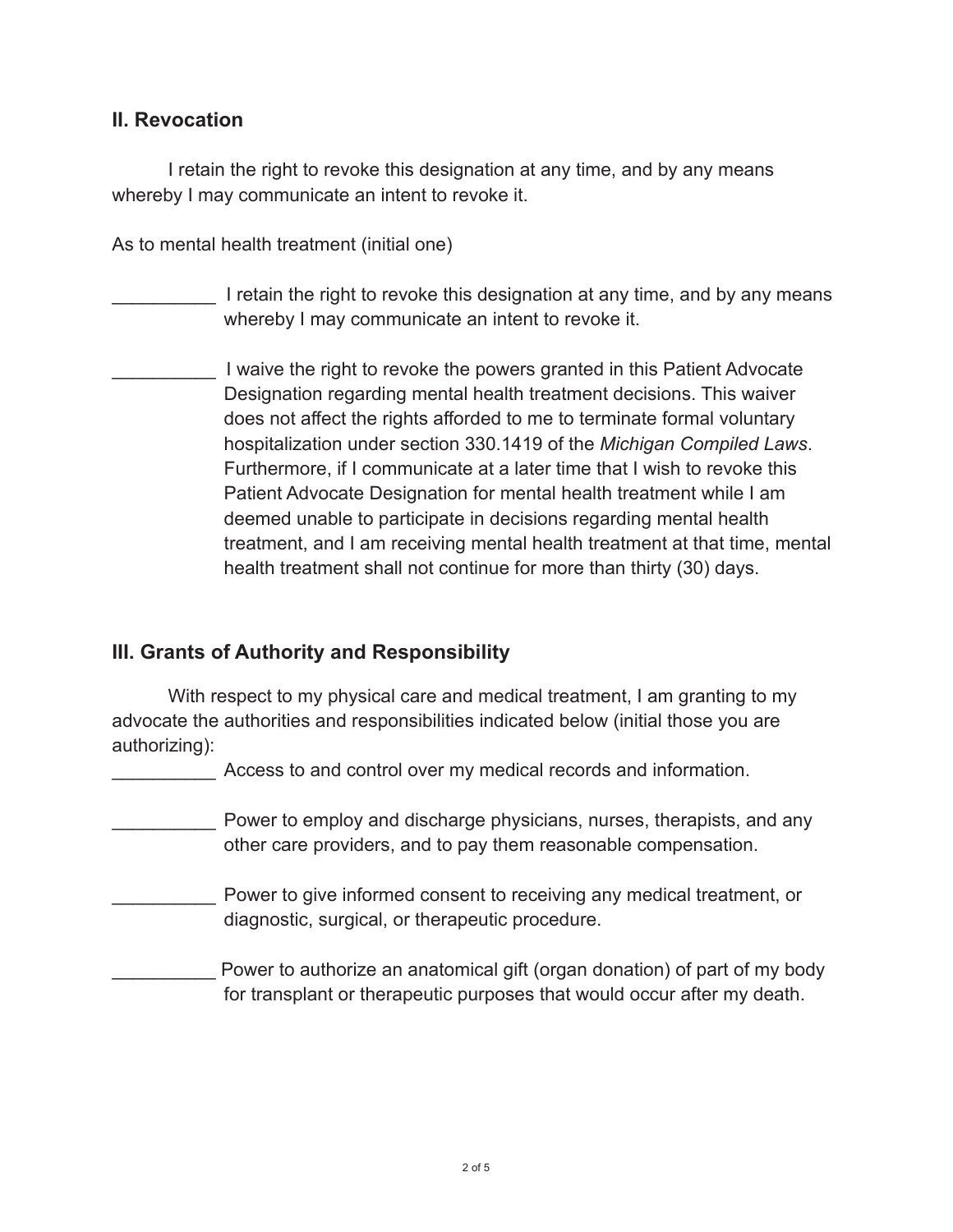## II. Revocation

I retain the right to revoke this designation at any time, and by any means whereby I may communicate an intent to revoke it.

As to mental health treatment (initial one)

__________ I retain the right to revoke this designation at any time, and by any means whereby I may communicate an intent to revoke it.

__________ I waive the right to revoke the powers granted in this Patient Advocate Designation regarding mental health treatment decisions. This waiver does not affect the rights afforded to me to terminate formal voluntary hospitalization under section 330.1419 of the *Michigan Compiled Laws*. Furthermore, if I communicate at a later time that I wish to revoke this Patient Advocate Designation for mental health treatment while I am deemed unable to participate in decisions regarding mental health treatment, and I am receiving mental health treatment at that time, mental health treatment shall not continue for more than thirty (30) days.

## III. Grants of Authority and Responsibility

With respect to my physical care and medical treatment, I am granting to my advocate the authorities and responsibilities indicated below (initial those you are authorizing):

__________ Access to and control over my medical records and information.

__________ Power to employ and discharge physicians, nurses, therapists, and any other care providers, and to pay them reasonable compensation.

__________ Power to give informed consent to receiving any medical treatment, or diagnostic, surgical, or therapeutic procedure.

__________ Power to authorize an anatomical gift (organ donation) of part of my body for transplant or therapeutic purposes that would occur after my death.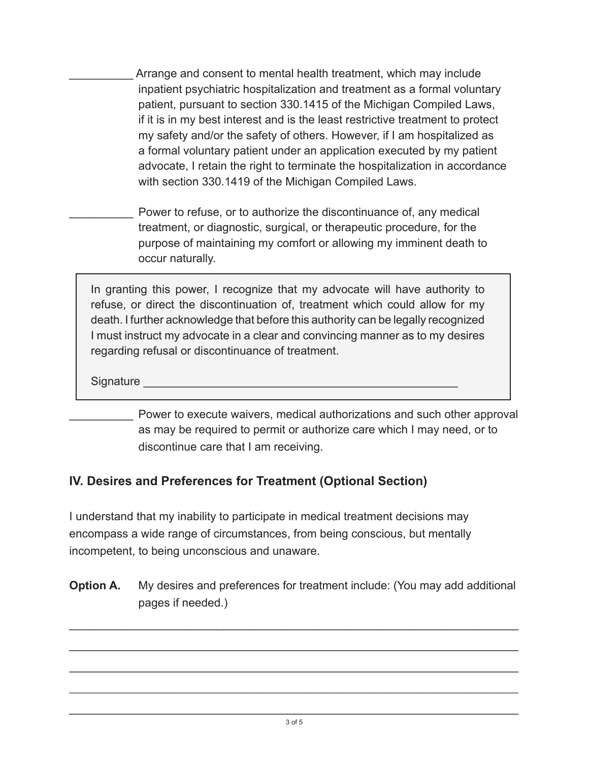__________ Arrange and consent to mental health treatment, which may include inpatient psychiatric hospitalization and treatment as a formal voluntary patient, pursuant to section 330.1415 of the Michigan Compiled Laws, if it is in my best interest and is the least restrictive treatment to protect my safety and/or the safety of others. However, if I am hospitalized as a formal voluntary patient under an application executed by my patient advocate, I retain the right to terminate the hospitalization in accordance with section 330.1419 of the Michigan Compiled Laws.

__________ Power to refuse, or to authorize the discontinuance of, any medical treatment, or diagnostic, surgical, or therapeutic procedure, for the purpose of maintaining my comfort or allowing my imminent death to occur naturally.

> In granting this power, I recognize that my advocate will have authority to refuse, or direct the discontinuation of, treatment which could allow for my death. I further acknowledge that before this authority can be legally recognized I must instruct my advocate in a clear and convincing manner as to my desires regarding refusal or discontinuance of treatment.
>
> Signature ______________________________________________

__________ Power to execute waivers, medical authorizations and such other approval as may be required to permit or authorize care which I may need, or to discontinue care that I am receiving.

## IV. Desires and Preferences for Treatment (Optional Section)

I understand that my inability to participate in medical treatment decisions may encompass a wide range of circumstances, from being conscious, but mentally incompetent, to being unconscious and unaware.

**Option A.** My desires and preferences for treatment include: (You may add additional pages if needed.)

______________________________________________________________________

______________________________________________________________________

______________________________________________________________________

______________________________________________________________________

______________________________________________________________________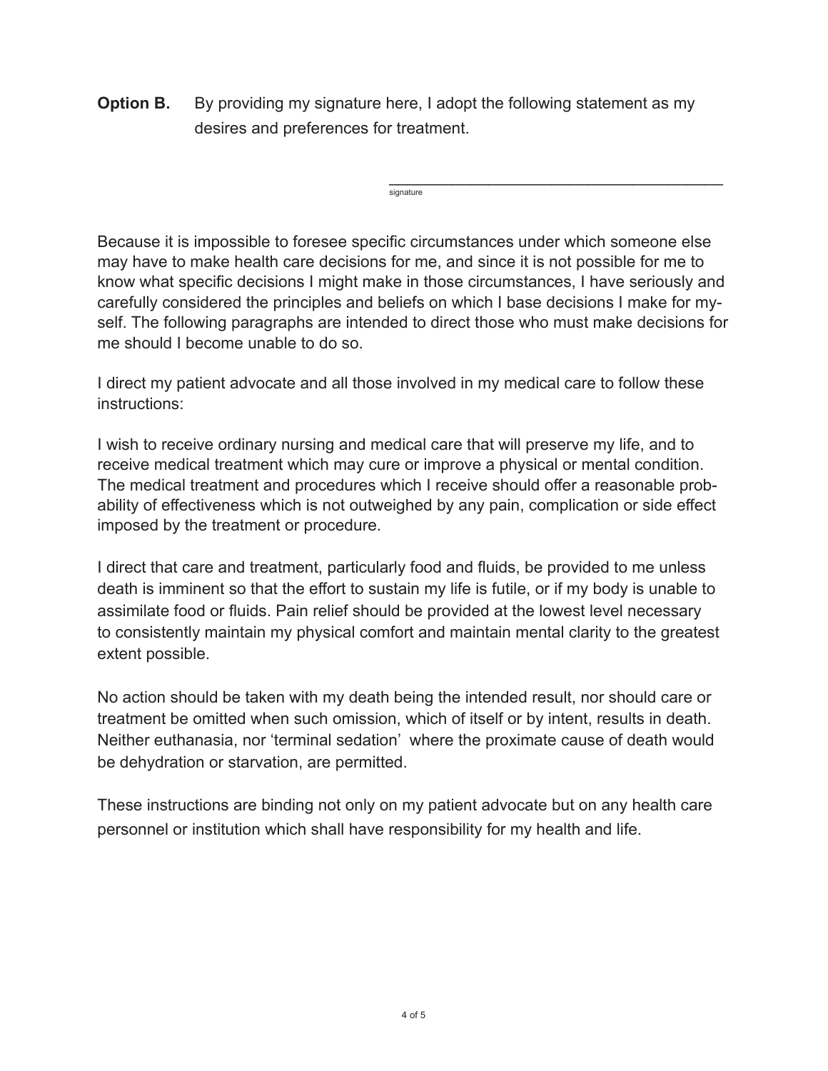**Option B.** By providing my signature here, I adopt the following statement as my desires and preferences for treatment.

\_\_\_\_\_\_\_\_\_\_\_\_\_\_\_\_\_\_\_\_\_\_\_\_\_\_\_\_\_\_\_\_\_\_\_\_\_\_\_\_

signature

Because it is impossible to foresee specific circumstances under which someone else may have to make health care decisions for me, and since it is not possible for me to know what specific decisions I might make in those circumstances, I have seriously and carefully considered the principles and beliefs on which I base decisions I make for myself. The following paragraphs are intended to direct those who must make decisions for me should I become unable to do so.

I direct my patient advocate and all those involved in my medical care to follow these instructions:

I wish to receive ordinary nursing and medical care that will preserve my life, and to receive medical treatment which may cure or improve a physical or mental condition. The medical treatment and procedures which I receive should offer a reasonable probability of effectiveness which is not outweighed by any pain, complication or side effect imposed by the treatment or procedure.

I direct that care and treatment, particularly food and fluids, be provided to me unless death is imminent so that the effort to sustain my life is futile, or if my body is unable to assimilate food or fluids. Pain relief should be provided at the lowest level necessary to consistently maintain my physical comfort and maintain mental clarity to the greatest extent possible.

No action should be taken with my death being the intended result, nor should care or treatment be omitted when such omission, which of itself or by intent, results in death. Neither euthanasia, nor 'terminal sedation' where the proximate cause of death would be dehydration or starvation, are permitted.

These instructions are binding not only on my patient advocate but on any health care personnel or institution which shall have responsibility for my health and life.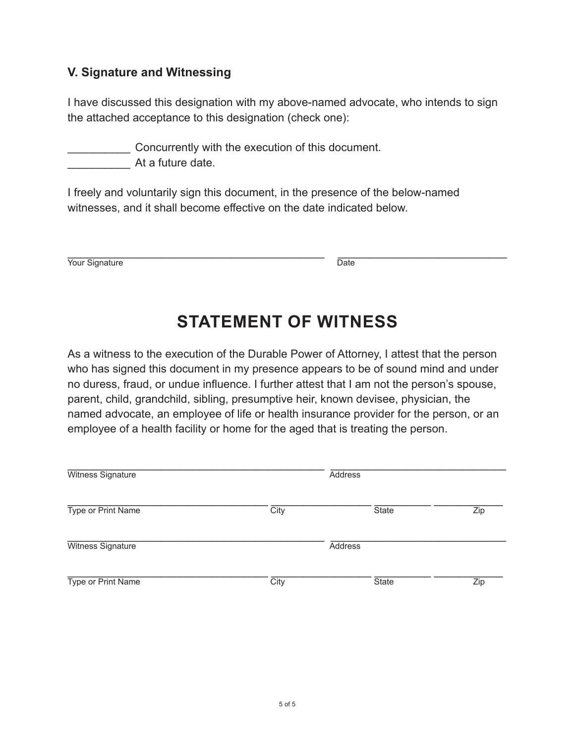### V. Signature and Witnessing

I have discussed this designation with my above-named advocate, who intends to sign the attached acceptance to this designation (check one):

__________ Concurrently with the execution of this document.
__________ At a future date.

I freely and voluntarily sign this document, in the presence of the below-named witnesses, and it shall become effective on the date indicated below.

_____________________________________________ ______________________________
Your Signature Date

## STATEMENT OF WITNESS

As a witness to the execution of the Durable Power of Attorney, I attest that the person who has signed this document in my presence appears to be of sound mind and under no duress, fraud, or undue influence. I further attest that I am not the person's spouse, parent, child, grandchild, sibling, presumptive heir, known devisee, physician, the named advocate, an employee of life or health insurance provider for the person, or an employee of a health facility or home for the aged that is treating the person.

_____________________________________________ ______________________________
Witness Signature Address

___________________________________ _________________ __________ ____________
Type or Print Name City State Zip

_____________________________________________ ______________________________
Witness Signature Address

___________________________________ _________________ __________ ____________
Type or Print Name City State Zip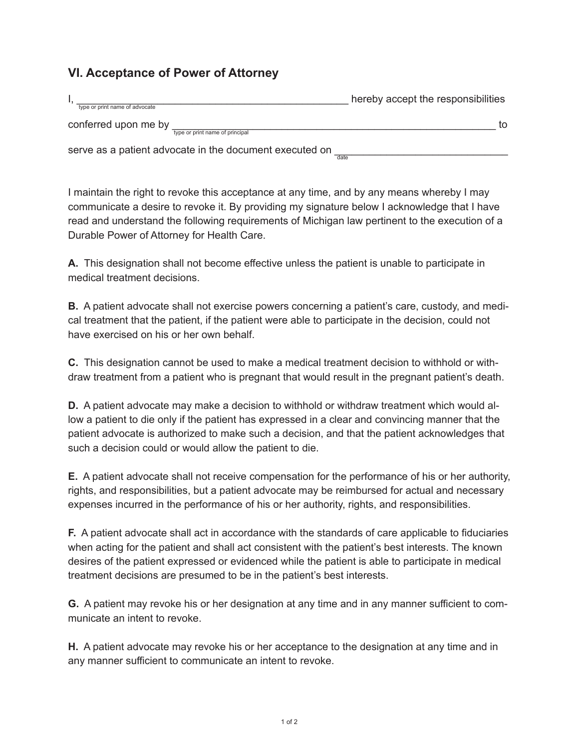## VI. Acceptance of Power of Attorney

I, \_\_\_\_\_\_\_\_\_\_\_\_\_\_\_\_\_\_\_\_\_\_\_\_\_\_\_\_\_\_\_\_\_\_\_\_\_\_\_\_\_\_\_\_\_\_\_\_ hereby accept the responsibilities
type or print name of advocate

conferred upon me by \_\_\_\_\_\_\_\_\_\_\_\_\_\_\_\_\_\_\_\_\_\_\_\_\_\_\_\_\_\_\_\_\_\_\_\_\_\_\_\_\_\_\_\_\_\_\_\_\_\_\_\_\_\_ to
type or print name of principal

serve as a patient advocate in the document executed on \_\_\_\_\_\_\_\_\_\_\_\_\_\_\_\_\_\_\_\_\_\_\_\_\_\_\_\_\_\_\_
date

I maintain the right to revoke this acceptance at any time, and by any means whereby I may communicate a desire to revoke it. By providing my signature below I acknowledge that I have read and understand the following requirements of Michigan law pertinent to the execution of a Durable Power of Attorney for Health Care.

**A.** This designation shall not become effective unless the patient is unable to participate in medical treatment decisions.

**B.** A patient advocate shall not exercise powers concerning a patient's care, custody, and medical treatment that the patient, if the patient were able to participate in the decision, could not have exercised on his or her own behalf.

**C.** This designation cannot be used to make a medical treatment decision to withhold or withdraw treatment from a patient who is pregnant that would result in the pregnant patient's death.

**D.** A patient advocate may make a decision to withhold or withdraw treatment which would allow a patient to die only if the patient has expressed in a clear and convincing manner that the patient advocate is authorized to make such a decision, and that the patient acknowledges that such a decision could or would allow the patient to die.

**E.** A patient advocate shall not receive compensation for the performance of his or her authority, rights, and responsibilities, but a patient advocate may be reimbursed for actual and necessary expenses incurred in the performance of his or her authority, rights, and responsibilities.

**F.** A patient advocate shall act in accordance with the standards of care applicable to fiduciaries when acting for the patient and shall act consistent with the patient's best interests. The known desires of the patient expressed or evidenced while the patient is able to participate in medical treatment decisions are presumed to be in the patient's best interests.

**G.** A patient may revoke his or her designation at any time and in any manner sufficient to communicate an intent to revoke.

**H.** A patient advocate may revoke his or her acceptance to the designation at any time and in any manner sufficient to communicate an intent to revoke.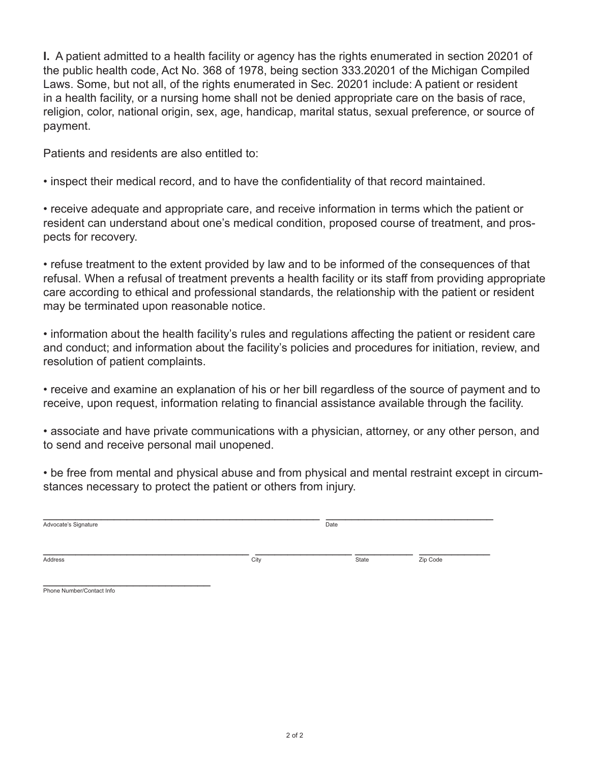**I.** A patient admitted to a health facility or agency has the rights enumerated in section 20201 of the public health code, Act No. 368 of 1978, being section 333.20201 of the Michigan Compiled Laws. Some, but not all, of the rights enumerated in Sec. 20201 include: A patient or resident in a health facility, or a nursing home shall not be denied appropriate care on the basis of race, religion, color, national origin, sex, age, handicap, marital status, sexual preference, or source of payment.

Patients and residents are also entitled to:

- inspect their medical record, and to have the confidentiality of that record maintained.

- receive adequate and appropriate care, and receive information in terms which the patient or resident can understand about one's medical condition, proposed course of treatment, and prospects for recovery.

- refuse treatment to the extent provided by law and to be informed of the consequences of that refusal. When a refusal of treatment prevents a health facility or its staff from providing appropriate care according to ethical and professional standards, the relationship with the patient or resident may be terminated upon reasonable notice.

- information about the health facility's rules and regulations affecting the patient or resident care and conduct; and information about the facility's policies and procedures for initiation, review, and resolution of patient complaints.

- receive and examine an explanation of his or her bill regardless of the source of payment and to receive, upon request, information relating to financial assistance available through the facility.

- associate and have private communications with a physician, attorney, or any other person, and to send and receive personal mail unopened.

- be free from mental and physical abuse and from physical and mental restraint except in circumstances necessary to protect the patient or others from injury.

_______________________________________________ _____________________________
Advocate's Signature Date

___________________________________ _________________ __________ ____________
Address City State Zip Code

_____________________________
Phone Number/Contact Info